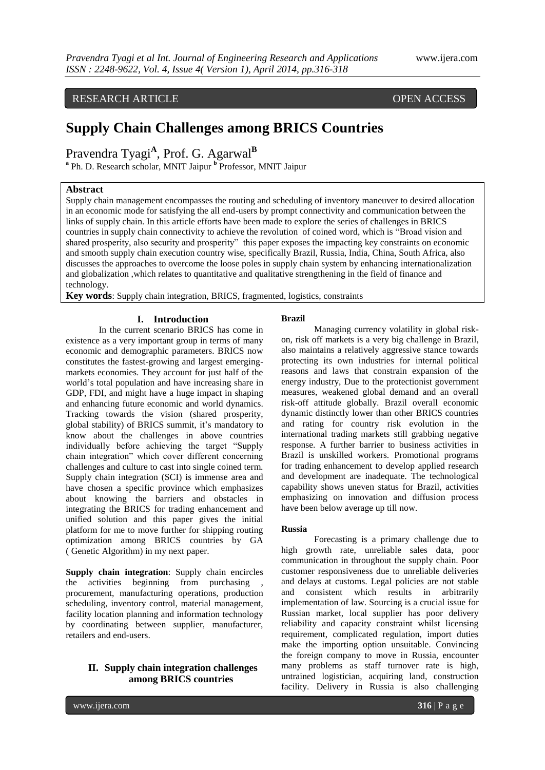RESEARCH ARTICLE OPEN ACCESS

# Supply Chain Challenges among BRICS Countries

Pravendra Tyagi[A], Prof. G. Agarwal[B]

[a] Ph. D. Research scholar, MNIT Jaipur [b] Professor, MNIT Jaipur

## Abstract

Supply chain management encompasses the routing and scheduling of inventory maneuver to desired allocation in an economic mode for satisfying the all end-users by prompt connectivity and communication between the links of supply chain. In this article efforts have been made to explore the series of challenges in BRICS countries in supply chain connectivity to achieve the revolution of coined word, which is "Broad vision and shared prosperity, also security and prosperity" this paper exposes the impacting key constraints on economic and smooth supply chain execution country wise, specifically Brazil, Russia, India, China, South Africa, also discusses the approaches to overcome the loose poles in supply chain system by enhancing internationalization and globalization ,which relates to quantitative and qualitative strengthening in the field of finance and technology.

**Key words**: Supply chain integration, BRICS, fragmented, logistics, constraints

## I. Introduction

In the current scenario BRICS has come in existence as a very important group in terms of many economic and demographic parameters. BRICS now constitutes the fastest-growing and largest emerging-markets economies. They account for just half of the world's total population and have increasing share in GDP, FDI, and might have a huge impact in shaping and enhancing future economic and world dynamics. Tracking towards the vision (shared prosperity, global stability) of BRICS summit, it's mandatory to know about the challenges in above countries individually before achieving the target "Supply chain integration" which cover different concerning challenges and culture to cast into single coined term. Supply chain integration (SCI) is immense area and have chosen a specific province which emphasizes about knowing the barriers and obstacles in integrating the BRICS for trading enhancement and unified solution and this paper gives the initial platform for me to move further for shipping routing optimization among BRICS countries by GA ( Genetic Algorithm) in my next paper.

**Supply chain integration**: Supply chain encircles the activities beginning from purchasing , procurement, manufacturing operations, production scheduling, inventory control, material management, facility location planning and information technology by coordinating between supplier, manufacturer, retailers and end-users.

## II. Supply chain integration challenges among BRICS countries

### Brazil

Managing currency volatility in global risk-on, risk off markets is a very big challenge in Brazil, also maintains a relatively aggressive stance towards protecting its own industries for internal political reasons and laws that constrain expansion of the energy industry, Due to the protectionist government measures, weakened global demand and an overall risk-off attitude globally. Brazil overall economic dynamic distinctly lower than other BRICS countries and rating for country risk evolution in the international trading markets still grabbing negative response. A further barrier to business activities in Brazil is unskilled workers. Promotional programs for trading enhancement to develop applied research and development are inadequate. The technological capability shows uneven status for Brazil, activities emphasizing on innovation and diffusion process have been below average up till now.

### Russia

Forecasting is a primary challenge due to high growth rate, unreliable sales data, poor communication in throughout the supply chain. Poor customer responsiveness due to unreliable deliveries and delays at customs. Legal policies are not stable and consistent which results in arbitrarily implementation of law. Sourcing is a crucial issue for Russian market, local supplier has poor delivery reliability and capacity constraint whilst licensing requirement, complicated regulation, import duties make the importing option unsuitable. Convincing the foreign company to move in Russia, encounter many problems as staff turnover rate is high, untrained logistician, acquiring land, construction facility. Delivery in Russia is also challenging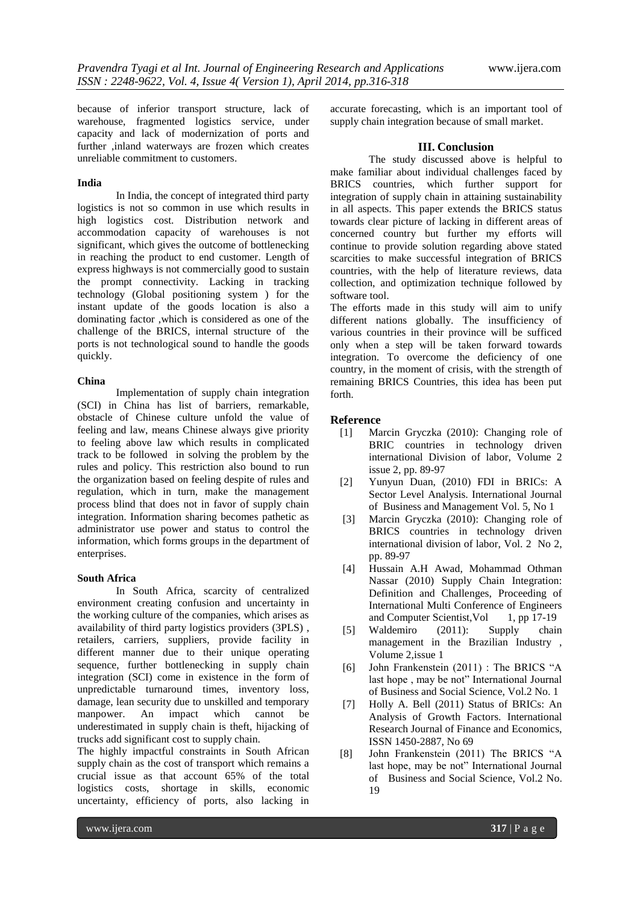because of inferior transport structure, lack of warehouse, fragmented logistics service, under capacity and lack of modernization of ports and further ,inland waterways are frozen which creates unreliable commitment to customers.

**India**

In India, the concept of integrated third party logistics is not so common in use which results in high logistics cost. Distribution network and accommodation capacity of warehouses is not significant, which gives the outcome of bottlenecking in reaching the product to end customer. Length of express highways is not commercially good to sustain the prompt connectivity. Lacking in tracking technology (Global positioning system ) for the instant update of the goods location is also a dominating factor ,which is considered as one of the challenge of the BRICS, internal structure of the ports is not technological sound to handle the goods quickly.

**China**

Implementation of supply chain integration (SCI) in China has list of barriers, remarkable, obstacle of Chinese culture unfold the value of feeling and law, means Chinese always give priority to feeling above law which results in complicated track to be followed in solving the problem by the rules and policy. This restriction also bound to run the organization based on feeling despite of rules and regulation, which in turn, make the management process blind that does not in favor of supply chain integration. Information sharing becomes pathetic as administrator use power and status to control the information, which forms groups in the department of enterprises.

**South Africa**

In South Africa, scarcity of centralized environment creating confusion and uncertainty in the working culture of the companies, which arises as availability of third party logistics providers (3PLS) , retailers, carriers, suppliers, provide facility in different manner due to their unique operating sequence, further bottlenecking in supply chain integration (SCI) come in existence in the form of unpredictable turnaround times, inventory loss, damage, lean security due to unskilled and temporary manpower. An impact which cannot be underestimated in supply chain is theft, hijacking of trucks add significant cost to supply chain.

The highly impactful constraints in South African supply chain as the cost of transport which remains a crucial issue as that account 65% of the total logistics costs, shortage in skills, economic uncertainty, efficiency of ports, also lacking in accurate forecasting, which is an important tool of supply chain integration because of small market.

## III. Conclusion

The study discussed above is helpful to make familiar about individual challenges faced by BRICS countries, which further support for integration of supply chain in attaining sustainability in all aspects. This paper extends the BRICS status towards clear picture of lacking in different areas of concerned country but further my efforts will continue to provide solution regarding above stated scarcities to make successful integration of BRICS countries, with the help of literature reviews, data collection, and optimization technique followed by software tool.

The efforts made in this study will aim to unify different nations globally. The insufficiency of various countries in their province will be sufficed only when a step will be taken forward towards integration. To overcome the deficiency of one country, in the moment of crisis, with the strength of remaining BRICS Countries, this idea has been put forth.

## Reference

[1] Marcin Gryczka (2010): Changing role of BRIC countries in technology driven international Division of labor, Volume 2 issue 2, pp. 89-97

[2] Yunyun Duan, (2010) FDI in BRICs: A Sector Level Analysis. International Journal of Business and Management Vol. 5, No 1

[3] Marcin Gryczka (2010): Changing role of BRICS countries in technology driven international division of labor, Vol. 2 No 2, pp. 89-97

[4] Hussain A.H Awad, Mohammad Othman Nassar (2010) Supply Chain Integration: Definition and Challenges, Proceeding of International Multi Conference of Engineers and Computer Scientist,Vol 1, pp 17-19

[5] Waldemiro (2011): Supply chain management in the Brazilian Industry , Volume 2,issue 1

[6] John Frankenstein (2011) : The BRICS "A last hope , may be not" International Journal of Business and Social Science, Vol.2 No. 1

[7] Holly A. Bell (2011) Status of BRICs: An Analysis of Growth Factors. International Research Journal of Finance and Economics, ISSN 1450-2887, No 69

[8] John Frankenstein (2011) The BRICS "A last hope, may be not" International Journal of Business and Social Science, Vol.2 No. 19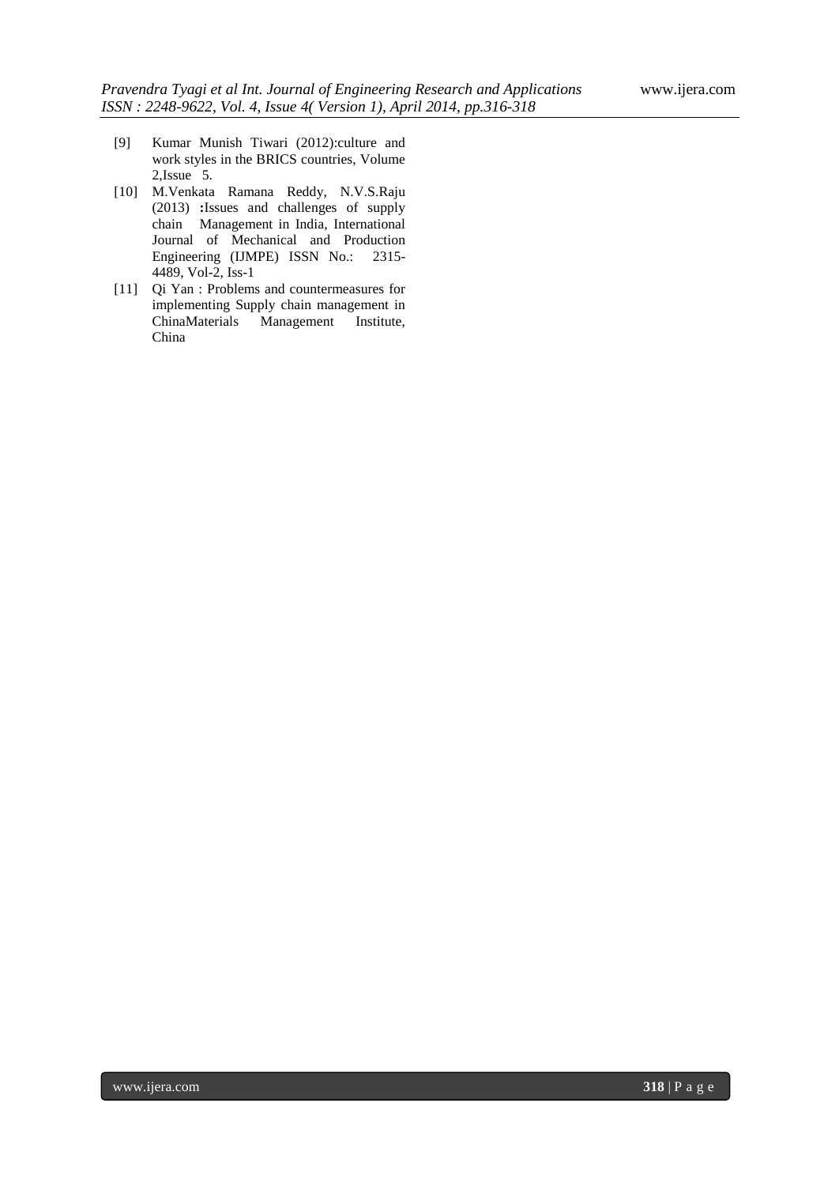[9] Kumar Munish Tiwari (2012):culture and work styles in the BRICS countries, Volume 2,Issue 5.

[10] M.Venkata Ramana Reddy, N.V.S.Raju (2013) **:**Issues and challenges of supply chain Management in India, International Journal of Mechanical and Production Engineering (IJMPE) ISSN No.: 2315-4489, Vol-2, Iss-1

[11] Qi Yan : Problems and countermeasures for implementing Supply chain management in ChinaMaterials Management Institute, China